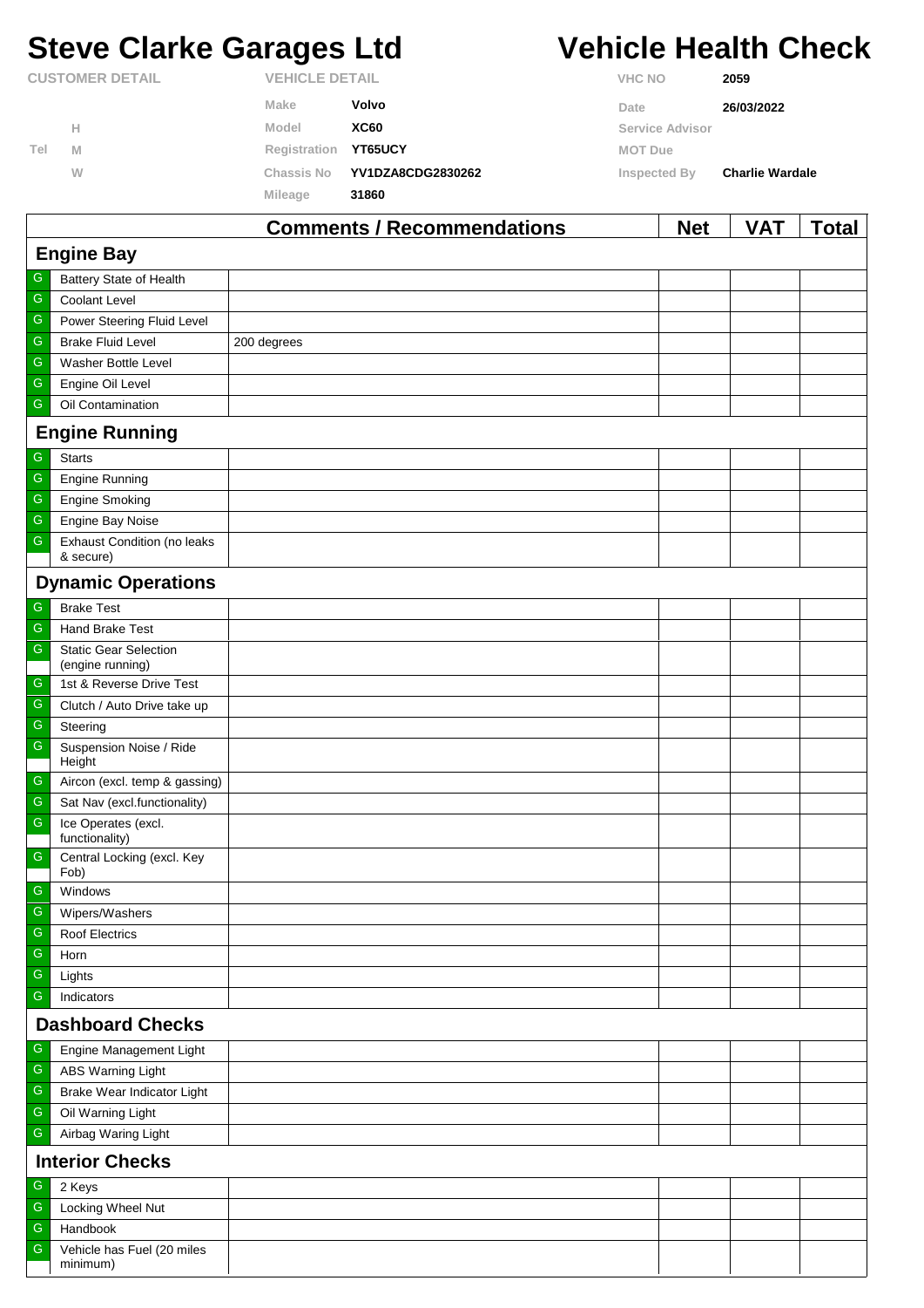# Steve Clarke Garages Ltd

# Vehicle Health Check

| CUSTOMER DETAIL | | VEHICLE DETAIL | | VHC NO | 2059 |
|---|---|---|---|---|---|
| | | Make | Volvo | Date | 26/03/2022 |
| | H | Model | XC60 | Service Advisor | |
| Tel | M | Registration | YT65UCY | MOT Due | |
| | W | Chassis No | YV1DZA8CDG2830262 | Inspected By | Charlie Wardale |
| | | Mileage | 31860 | | |

| | | Comments / Recommendations | Net | VAT | Total |
|---|---|---|---|---|---|
| **Engine Bay** | | | | | |
| G | Battery State of Health | | | | |
| G | Coolant Level | | | | |
| G | Power Steering Fluid Level | | | | |
| G | Brake Fluid Level | 200 degrees | | | |
| G | Washer Bottle Level | | | | |
| G | Engine Oil Level | | | | |
| G | Oil Contamination | | | | |
| **Engine Running** | | | | | |
| G | Starts | | | | |
| G | Engine Running | | | | |
| G | Engine Smoking | | | | |
| G | Engine Bay Noise | | | | |
| G | Exhaust Condition (no leaks & secure) | | | | |
| **Dynamic Operations** | | | | | |
| G | Brake Test | | | | |
| G | Hand Brake Test | | | | |
| G | Static Gear Selection (engine running) | | | | |
| G | 1st & Reverse Drive Test | | | | |
| G | Clutch / Auto Drive take up | | | | |
| G | Steering | | | | |
| G | Suspension Noise / Ride Height | | | | |
| G | Aircon (excl. temp & gassing) | | | | |
| G | Sat Nav (excl.functionality) | | | | |
| G | Ice Operates (excl. functionality) | | | | |
| G | Central Locking (excl. Key Fob) | | | | |
| G | Windows | | | | |
| G | Wipers/Washers | | | | |
| G | Roof Electrics | | | | |
| G | Horn | | | | |
| G | Lights | | | | |
| G | Indicators | | | | |
| **Dashboard Checks** | | | | | |
| G | Engine Management Light | | | | |
| G | ABS Warning Light | | | | |
| G | Brake Wear Indicator Light | | | | |
| G | Oil Warning Light | | | | |
| G | Airbag Waring Light | | | | |
| **Interior Checks** | | | | | |
| G | 2 Keys | | | | |
| G | Locking Wheel Nut | | | | |
| G | Handbook | | | | |
| G | Vehicle has Fuel (20 miles minimum) | | | | |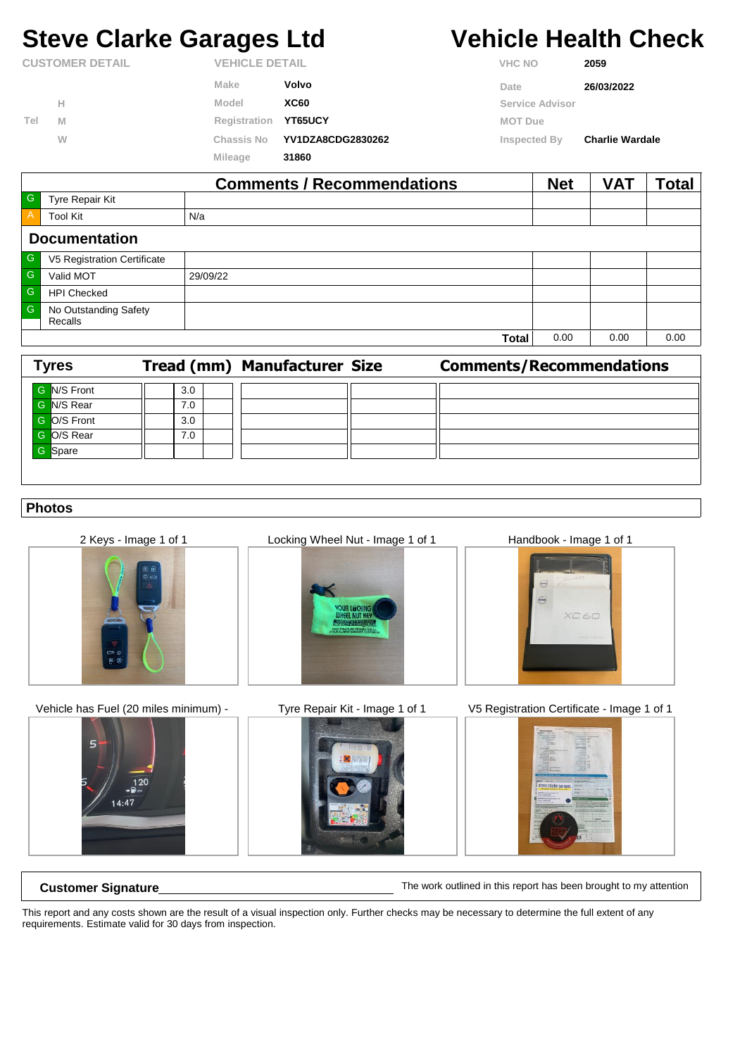# Steve Clarke Garages Ltd

# Vehicle Health Check

| CUSTOMER DETAIL | | VEHICLE DETAIL | | | |
|---|---|---|---|---|---|
| | H | Make | Volvo | VHC NO | 2059 |
| Tel | M | Model | XC60 | Date | 26/03/2022 |
| | W | Registration | YT65UCY | Service Advisor | |
| | | Chassis No | YV1DZA8CDG2830262 | MOT Due | |
| | | Mileage | 31860 | Inspected By | Charlie Wardale |

| | | Comments / Recommendations | Net | VAT | Total |
|---|---|---|---|---|---|
| G | Tyre Repair Kit | | | | |
| A | Tool Kit | N/a | | | |
| **Documentation** | | | | | |
| G | V5 Registration Certificate | | | | |
| G | Valid MOT | 29/09/22 | | | |
| G | HPI Checked | | | | |
| G | No Outstanding Safety Recalls | | | | |
| | | **Total** | 0.00 | 0.00 | 0.00 |

| Tyres | Tread (mm) | | | Manufacturer | Size | Comments/Recommendations |
|---|---|---|---|---|---|---|
| G N/S Front | | 3.0 | | | | |
| G N/S Rear | | 7.0 | | | | |
| G O/S Front | | 3.0 | | | | |
| G O/S Rear | | 7.0 | | | | |
| G Spare | | | | | | |

## Photos

2 Keys - Image 1 of 1

Locking Wheel Nut - Image 1 of 1

Handbook - Image 1 of 1

Vehicle has Fuel (20 miles minimum) -

Tyre Repair Kit - Image 1 of 1

V5 Registration Certificate - Image 1 of 1

**Customer Signature**\_\_\_\_\_\_\_\_\_\_\_\_\_\_\_\_\_\_\_\_\_\_\_\_\_\_\_\_\_\_ The work outlined in this report has been brought to my attention

This report and any costs shown are the result of a visual inspection only. Further checks may be necessary to determine the full extent of any requirements. Estimate valid for 30 days from inspection.